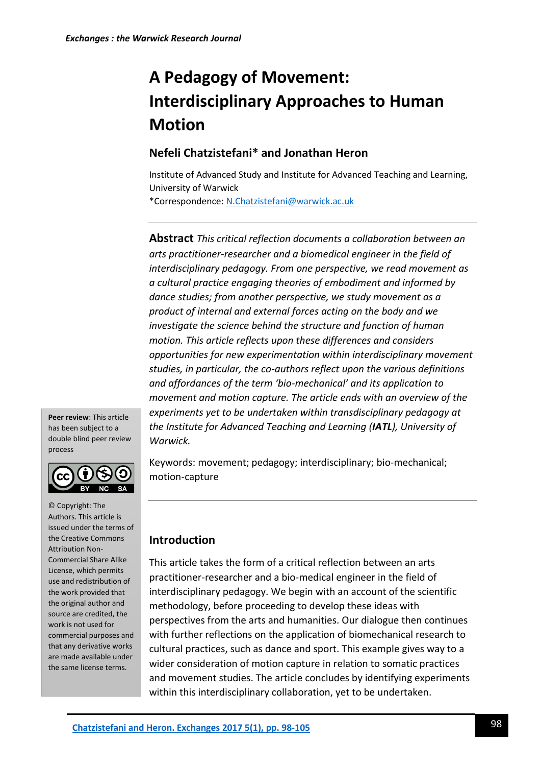# A Pedagogy of Movement: Interdisciplinary Approaches to Human Motion

**Nefeli Chatzistefani\* and Jonathan Heron**

Institute of Advanced Study and Institute for Advanced Teaching and Learning, University of Warwick

\*Correspondence: N.Chatzistefani@warwick.ac.uk

**Abstract** *This critical reflection documents a collaboration between an arts practitioner-researcher and a biomedical engineer in the field of interdisciplinary pedagogy. From one perspective, we read movement as a cultural practice engaging theories of embodiment and informed by dance studies; from another perspective, we study movement as a product of internal and external forces acting on the body and we investigate the science behind the structure and function of human motion. This article reflects upon these differences and considers opportunities for new experimentation within interdisciplinary movement studies, in particular, the co-authors reflect upon the various definitions and affordances of the term 'bio-mechanical' and its application to movement and motion capture. The article ends with an overview of the experiments yet to be undertaken within transdisciplinary pedagogy at the Institute for Advanced Teaching and Learning (**IATL**), University of Warwick.*

Keywords: movement; pedagogy; interdisciplinary; bio-mechanical; motion-capture

**Peer review**: This article has been subject to a double blind peer review process

© Copyright: The Authors. This article is issued under the terms of the Creative Commons Attribution Non-Commercial Share Alike License, which permits use and redistribution of the work provided that the original author and source are credited, the work is not used for commercial purposes and that any derivative works are made available under the same license terms.

## Introduction

This article takes the form of a critical reflection between an arts practitioner-researcher and a bio-medical engineer in the field of interdisciplinary pedagogy. We begin with an account of the scientific methodology, before proceeding to develop these ideas with perspectives from the arts and humanities. Our dialogue then continues with further reflections on the application of biomechanical research to cultural practices, such as dance and sport. This example gives way to a wider consideration of motion capture in relation to somatic practices and movement studies. The article concludes by identifying experiments within this interdisciplinary collaboration, yet to be undertaken.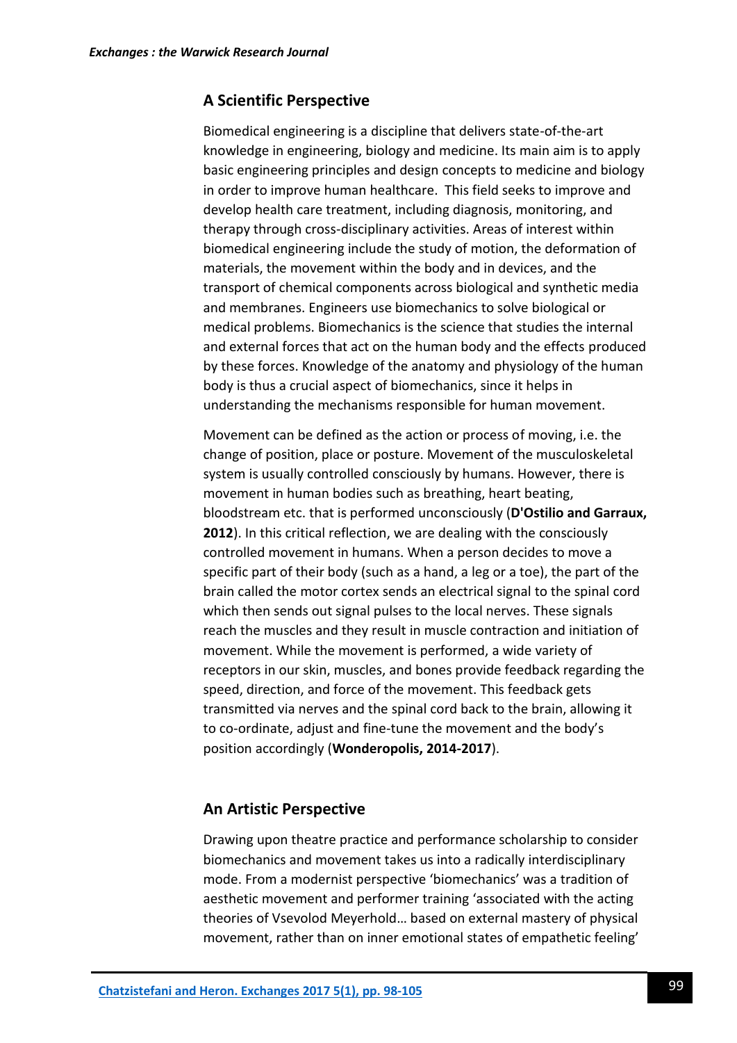## A Scientific Perspective

Biomedical engineering is a discipline that delivers state-of-the-art knowledge in engineering, biology and medicine. Its main aim is to apply basic engineering principles and design concepts to medicine and biology in order to improve human healthcare. This field seeks to improve and develop health care treatment, including diagnosis, monitoring, and therapy through cross-disciplinary activities. Areas of interest within biomedical engineering include the study of motion, the deformation of materials, the movement within the body and in devices, and the transport of chemical components across biological and synthetic media and membranes. Engineers use biomechanics to solve biological or medical problems. Biomechanics is the science that studies the internal and external forces that act on the human body and the effects produced by these forces. Knowledge of the anatomy and physiology of the human body is thus a crucial aspect of biomechanics, since it helps in understanding the mechanisms responsible for human movement.

Movement can be defined as the action or process of moving, i.e. the change of position, place or posture. Movement of the musculoskeletal system is usually controlled consciously by humans. However, there is movement in human bodies such as breathing, heart beating, bloodstream etc. that is performed unconsciously (**D'Ostilio and Garraux, 2012**). In this critical reflection, we are dealing with the consciously controlled movement in humans. When a person decides to move a specific part of their body (such as a hand, a leg or a toe), the part of the brain called the motor cortex sends an electrical signal to the spinal cord which then sends out signal pulses to the local nerves. These signals reach the muscles and they result in muscle contraction and initiation of movement. While the movement is performed, a wide variety of receptors in our skin, muscles, and bones provide feedback regarding the speed, direction, and force of the movement. This feedback gets transmitted via nerves and the spinal cord back to the brain, allowing it to co-ordinate, adjust and fine-tune the movement and the body's position accordingly (**Wonderopolis, 2014-2017**).

## An Artistic Perspective

Drawing upon theatre practice and performance scholarship to consider biomechanics and movement takes us into a radically interdisciplinary mode. From a modernist perspective 'biomechanics' was a tradition of aesthetic movement and performer training 'associated with the acting theories of Vsevolod Meyerhold… based on external mastery of physical movement, rather than on inner emotional states of empathetic feeling'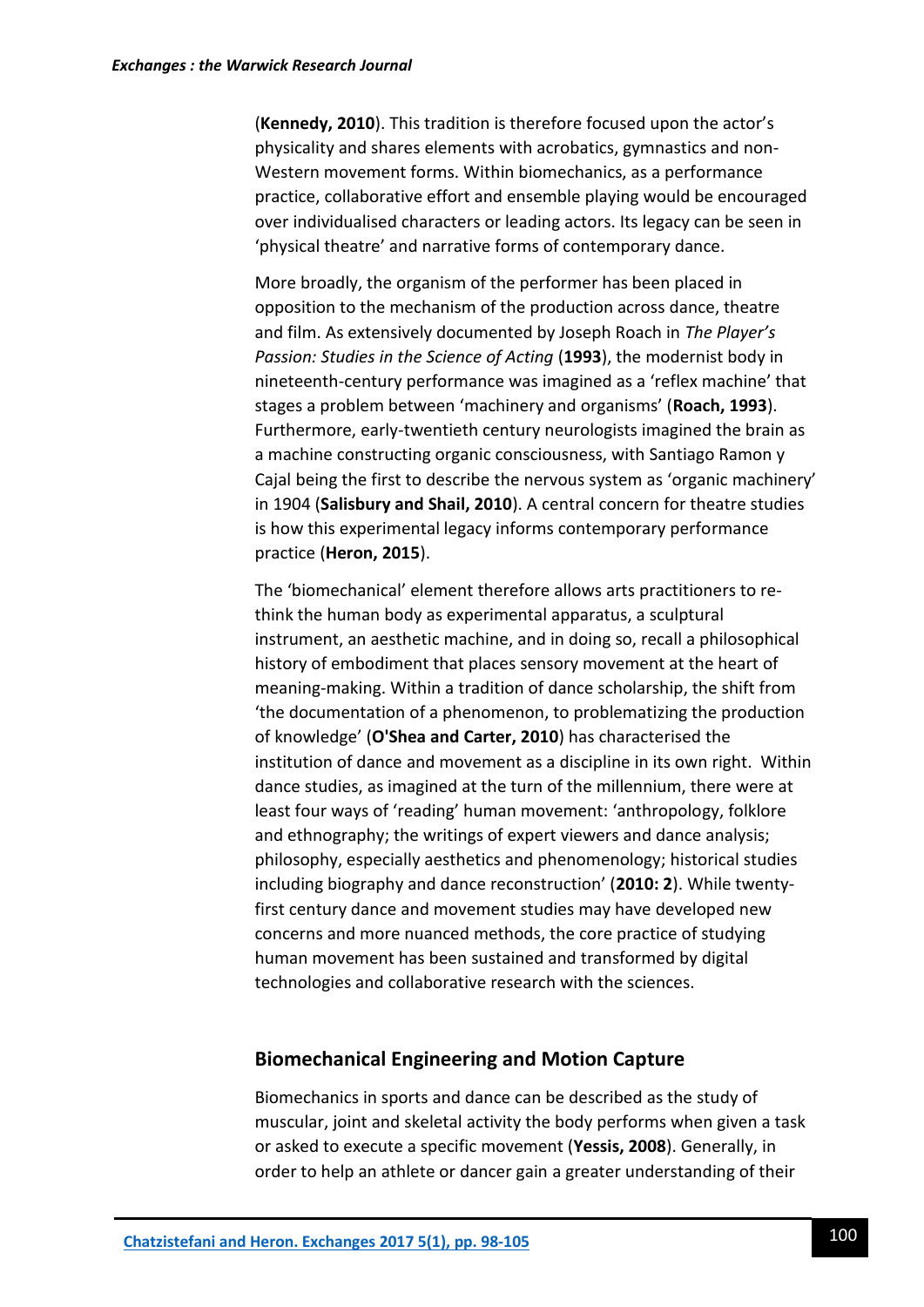(**Kennedy, 2010**). This tradition is therefore focused upon the actor's physicality and shares elements with acrobatics, gymnastics and non-Western movement forms. Within biomechanics, as a performance practice, collaborative effort and ensemble playing would be encouraged over individualised characters or leading actors. Its legacy can be seen in 'physical theatre' and narrative forms of contemporary dance.

More broadly, the organism of the performer has been placed in opposition to the mechanism of the production across dance, theatre and film. As extensively documented by Joseph Roach in *The Player's Passion: Studies in the Science of Acting* (**1993**), the modernist body in nineteenth-century performance was imagined as a 'reflex machine' that stages a problem between 'machinery and organisms' (**Roach, 1993**). Furthermore, early-twentieth century neurologists imagined the brain as a machine constructing organic consciousness, with Santiago Ramon y Cajal being the first to describe the nervous system as 'organic machinery' in 1904 (**Salisbury and Shail, 2010**). A central concern for theatre studies is how this experimental legacy informs contemporary performance practice (**Heron, 2015**).

The 'biomechanical' element therefore allows arts practitioners to re-think the human body as experimental apparatus, a sculptural instrument, an aesthetic machine, and in doing so, recall a philosophical history of embodiment that places sensory movement at the heart of meaning-making. Within a tradition of dance scholarship, the shift from 'the documentation of a phenomenon, to problematizing the production of knowledge' (**O'Shea and Carter, 2010**) has characterised the institution of dance and movement as a discipline in its own right. Within dance studies, as imagined at the turn of the millennium, there were at least four ways of 'reading' human movement: 'anthropology, folklore and ethnography; the writings of expert viewers and dance analysis; philosophy, especially aesthetics and phenomenology; historical studies including biography and dance reconstruction' (**2010: 2**). While twenty-first century dance and movement studies may have developed new concerns and more nuanced methods, the core practice of studying human movement has been sustained and transformed by digital technologies and collaborative research with the sciences.

## Biomechanical Engineering and Motion Capture

Biomechanics in sports and dance can be described as the study of muscular, joint and skeletal activity the body performs when given a task or asked to execute a specific movement (**Yessis, 2008**). Generally, in order to help an athlete or dancer gain a greater understanding of their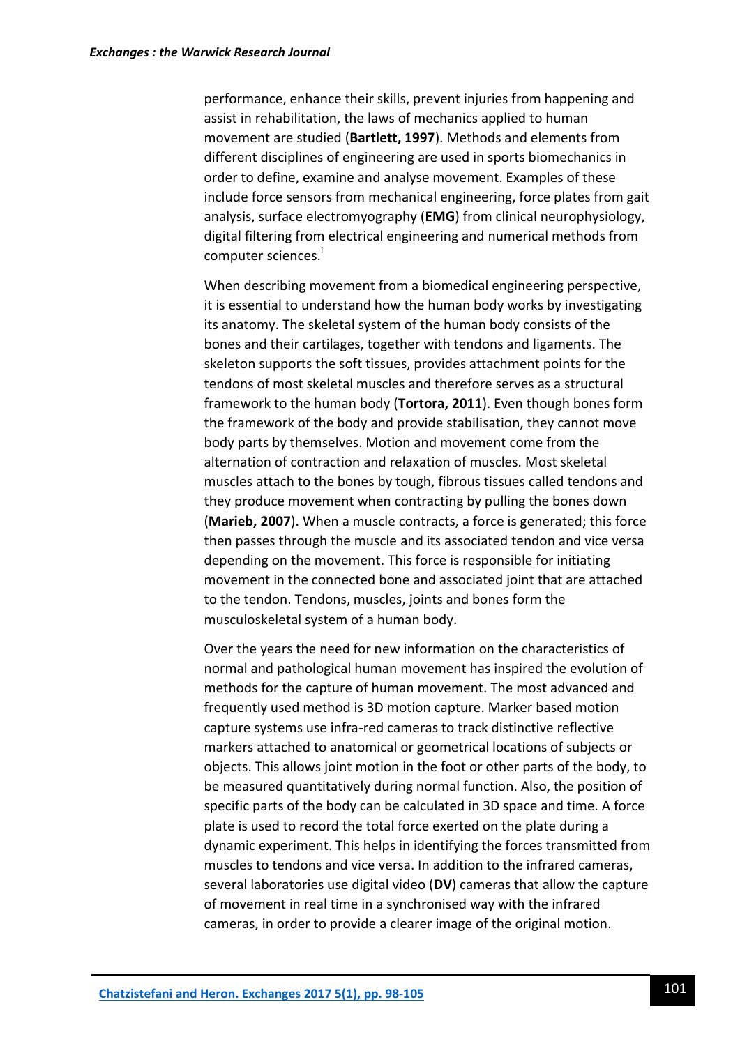performance, enhance their skills, prevent injuries from happening and assist in rehabilitation, the laws of mechanics applied to human movement are studied (**Bartlett, 1997**). Methods and elements from different disciplines of engineering are used in sports biomechanics in order to define, examine and analyse movement. Examples of these include force sensors from mechanical engineering, force plates from gait analysis, surface electromyography (**EMG**) from clinical neurophysiology, digital filtering from electrical engineering and numerical methods from computer sciences.[i]

When describing movement from a biomedical engineering perspective, it is essential to understand how the human body works by investigating its anatomy. The skeletal system of the human body consists of the bones and their cartilages, together with tendons and ligaments. The skeleton supports the soft tissues, provides attachment points for the tendons of most skeletal muscles and therefore serves as a structural framework to the human body (**Tortora, 2011**). Even though bones form the framework of the body and provide stabilisation, they cannot move body parts by themselves. Motion and movement come from the alternation of contraction and relaxation of muscles. Most skeletal muscles attach to the bones by tough, fibrous tissues called tendons and they produce movement when contracting by pulling the bones down (**Marieb, 2007**). When a muscle contracts, a force is generated; this force then passes through the muscle and its associated tendon and vice versa depending on the movement. This force is responsible for initiating movement in the connected bone and associated joint that are attached to the tendon. Tendons, muscles, joints and bones form the musculoskeletal system of a human body.

Over the years the need for new information on the characteristics of normal and pathological human movement has inspired the evolution of methods for the capture of human movement. The most advanced and frequently used method is 3D motion capture. Marker based motion capture systems use infra-red cameras to track distinctive reflective markers attached to anatomical or geometrical locations of subjects or objects. This allows joint motion in the foot or other parts of the body, to be measured quantitatively during normal function. Also, the position of specific parts of the body can be calculated in 3D space and time. A force plate is used to record the total force exerted on the plate during a dynamic experiment. This helps in identifying the forces transmitted from muscles to tendons and vice versa. In addition to the infrared cameras, several laboratories use digital video (**DV**) cameras that allow the capture of movement in real time in a synchronised way with the infrared cameras, in order to provide a clearer image of the original motion.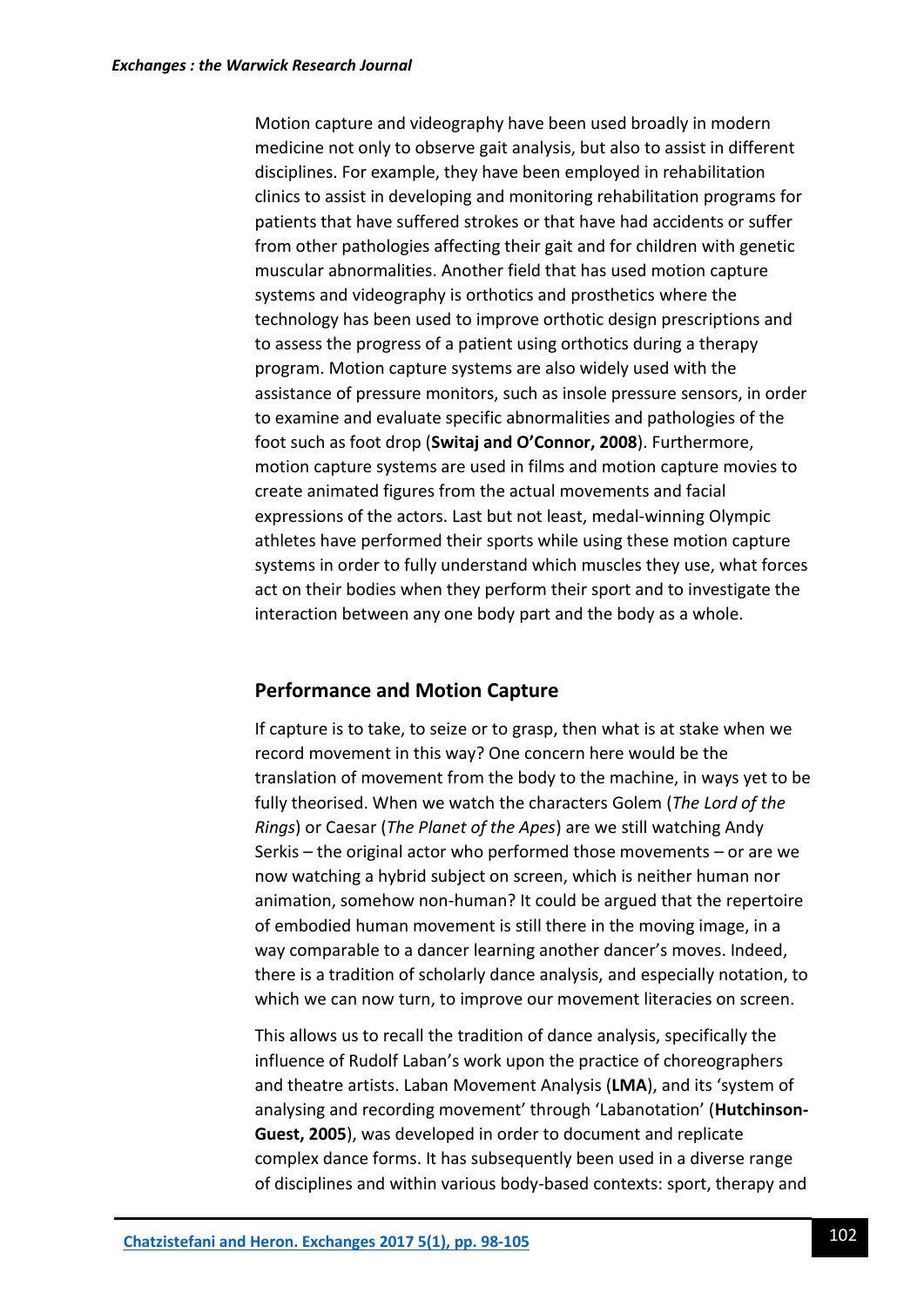Motion capture and videography have been used broadly in modern medicine not only to observe gait analysis, but also to assist in different disciplines. For example, they have been employed in rehabilitation clinics to assist in developing and monitoring rehabilitation programs for patients that have suffered strokes or that have had accidents or suffer from other pathologies affecting their gait and for children with genetic muscular abnormalities. Another field that has used motion capture systems and videography is orthotics and prosthetics where the technology has been used to improve orthotic design prescriptions and to assess the progress of a patient using orthotics during a therapy program. Motion capture systems are also widely used with the assistance of pressure monitors, such as insole pressure sensors, in order to examine and evaluate specific abnormalities and pathologies of the foot such as foot drop (**Switaj and O'Connor, 2008**). Furthermore, motion capture systems are used in films and motion capture movies to create animated figures from the actual movements and facial expressions of the actors. Last but not least, medal-winning Olympic athletes have performed their sports while using these motion capture systems in order to fully understand which muscles they use, what forces act on their bodies when they perform their sport and to investigate the interaction between any one body part and the body as a whole.

## Performance and Motion Capture

If capture is to take, to seize or to grasp, then what is at stake when we record movement in this way? One concern here would be the translation of movement from the body to the machine, in ways yet to be fully theorised. When we watch the characters Golem (*The Lord of the Rings*) or Caesar (*The Planet of the Apes*) are we still watching Andy Serkis – the original actor who performed those movements – or are we now watching a hybrid subject on screen, which is neither human nor animation, somehow non-human? It could be argued that the repertoire of embodied human movement is still there in the moving image, in a way comparable to a dancer learning another dancer's moves. Indeed, there is a tradition of scholarly dance analysis, and especially notation, to which we can now turn, to improve our movement literacies on screen.

This allows us to recall the tradition of dance analysis, specifically the influence of Rudolf Laban's work upon the practice of choreographers and theatre artists. Laban Movement Analysis (**LMA**), and its 'system of analysing and recording movement' through 'Labanotation' (**Hutchinson-Guest, 2005**), was developed in order to document and replicate complex dance forms. It has subsequently been used in a diverse range of disciplines and within various body-based contexts: sport, therapy and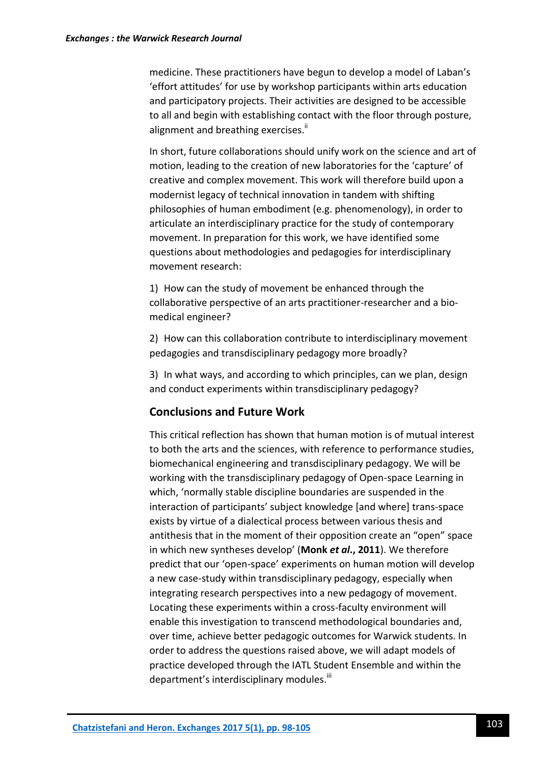medicine. These practitioners have begun to develop a model of Laban's 'effort attitudes' for use by workshop participants within arts education and participatory projects. Their activities are designed to be accessible to all and begin with establishing contact with the floor through posture, alignment and breathing exercises.[ii]

In short, future collaborations should unify work on the science and art of motion, leading to the creation of new laboratories for the 'capture' of creative and complex movement. This work will therefore build upon a modernist legacy of technical innovation in tandem with shifting philosophies of human embodiment (e.g. phenomenology), in order to articulate an interdisciplinary practice for the study of contemporary movement. In preparation for this work, we have identified some questions about methodologies and pedagogies for interdisciplinary movement research:

1) How can the study of movement be enhanced through the collaborative perspective of an arts practitioner-researcher and a bio-medical engineer?

2) How can this collaboration contribute to interdisciplinary movement pedagogies and transdisciplinary pedagogy more broadly?

3) In what ways, and according to which principles, can we plan, design and conduct experiments within transdisciplinary pedagogy?

## Conclusions and Future Work

This critical reflection has shown that human motion is of mutual interest to both the arts and the sciences, with reference to performance studies, biomechanical engineering and transdisciplinary pedagogy. We will be working with the transdisciplinary pedagogy of Open-space Learning in which, 'normally stable discipline boundaries are suspended in the interaction of participants' subject knowledge [and where] trans-space exists by virtue of a dialectical process between various thesis and antithesis that in the moment of their opposition create an "open" space in which new syntheses develop' (**Monk *et al*., 2011**). We therefore predict that our 'open-space' experiments on human motion will develop a new case-study within transdisciplinary pedagogy, especially when integrating research perspectives into a new pedagogy of movement. Locating these experiments within a cross-faculty environment will enable this investigation to transcend methodological boundaries and, over time, achieve better pedagogic outcomes for Warwick students. In order to address the questions raised above, we will adapt models of practice developed through the IATL Student Ensemble and within the department's interdisciplinary modules.[iii]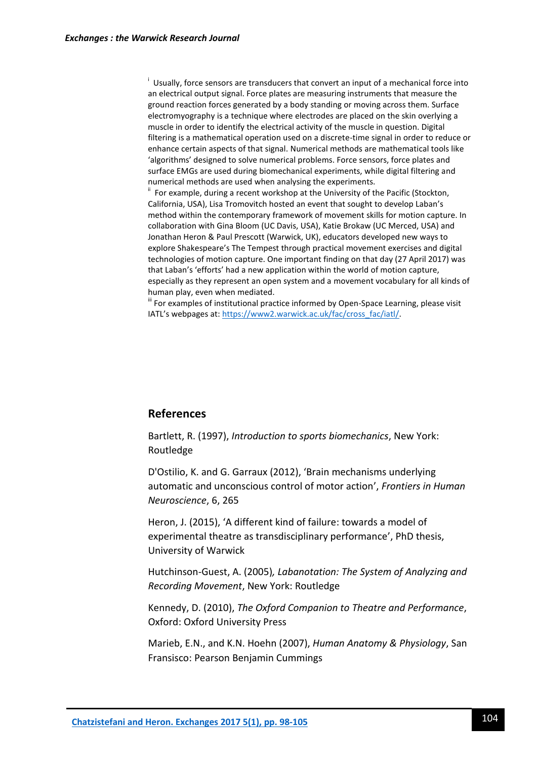[i] Usually, force sensors are transducers that convert an input of a mechanical force into an electrical output signal. Force plates are measuring instruments that measure the ground reaction forces generated by a body standing or moving across them. Surface electromyography is a technique where electrodes are placed on the skin overlying a muscle in order to identify the electrical activity of the muscle in question. Digital filtering is a mathematical operation used on a discrete-time signal in order to reduce or enhance certain aspects of that signal. Numerical methods are mathematical tools like 'algorithms' designed to solve numerical problems. Force sensors, force plates and surface EMGs are used during biomechanical experiments, while digital filtering and numerical methods are used when analysing the experiments.

[ii] For example, during a recent workshop at the University of the Pacific (Stockton, California, USA), Lisa Tromovitch hosted an event that sought to develop Laban's method within the contemporary framework of movement skills for motion capture. In collaboration with Gina Bloom (UC Davis, USA), Katie Brokaw (UC Merced, USA) and Jonathan Heron & Paul Prescott (Warwick, UK), educators developed new ways to explore Shakespeare's The Tempest through practical movement exercises and digital technologies of motion capture. One important finding on that day (27 April 2017) was that Laban's 'efforts' had a new application within the world of motion capture, especially as they represent an open system and a movement vocabulary for all kinds of human play, even when mediated.

[iii] For examples of institutional practice informed by Open-Space Learning, please visit IATL's webpages at: [https://www2.warwick.ac.uk/fac/cross_fac/iatl/](https://www2.warwick.ac.uk/fac/cross_fac/iatl/).

## References

Bartlett, R. (1997), *Introduction to sports biomechanics*, New York: Routledge

D'Ostilio, K. and G. Garraux (2012), 'Brain mechanisms underlying automatic and unconscious control of motor action', *Frontiers in Human Neuroscience*, 6, 265

Heron, J. (2015), 'A different kind of failure: towards a model of experimental theatre as transdisciplinary performance', PhD thesis, University of Warwick

Hutchinson-Guest, A. (2005)*, Labanotation: The System of Analyzing and Recording Movement*, New York: Routledge

Kennedy, D. (2010), *The Oxford Companion to Theatre and Performance*, Oxford: Oxford University Press

Marieb, E.N., and K.N. Hoehn (2007), *Human Anatomy & Physiology*, San Fransisco: Pearson Benjamin Cummings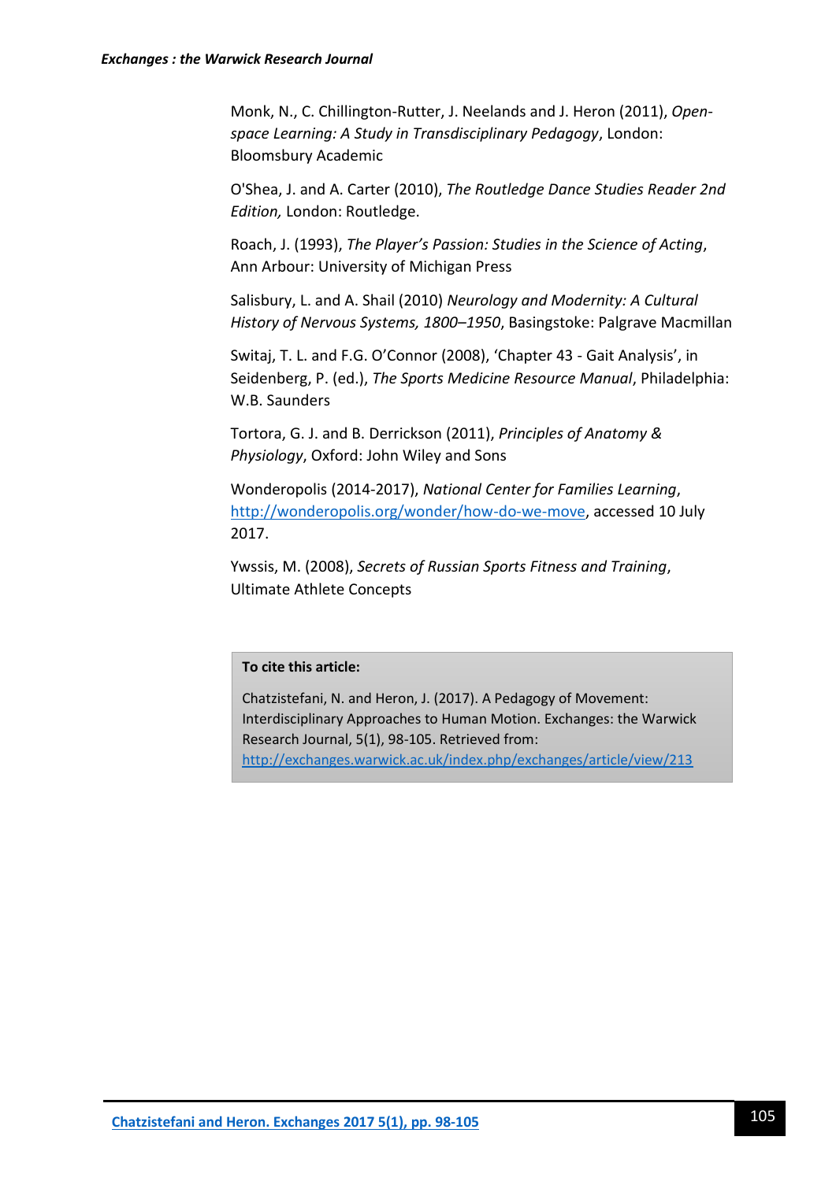Monk, N., C. Chillington-Rutter, J. Neelands and J. Heron (2011), *Open-space Learning: A Study in Transdisciplinary Pedagogy*, London: Bloomsbury Academic

O'Shea, J. and A. Carter (2010), *The Routledge Dance Studies Reader 2nd Edition,* London: Routledge.

Roach, J. (1993), *The Player's Passion: Studies in the Science of Acting*, Ann Arbour: University of Michigan Press

Salisbury, L. and A. Shail (2010) *Neurology and Modernity: A Cultural History of Nervous Systems, 1800–1950*, Basingstoke: Palgrave Macmillan

Switaj, T. L. and F.G. O'Connor (2008), 'Chapter 43 - Gait Analysis', in Seidenberg, P. (ed.), *The Sports Medicine Resource Manual*, Philadelphia: W.B. Saunders

Tortora, G. J. and B. Derrickson (2011), *Principles of Anatomy & Physiology*, Oxford: John Wiley and Sons

Wonderopolis (2014-2017), *National Center for Families Learning*, http://wonderopolis.org/wonder/how-do-we-move, accessed 10 July 2017.

Ywssis, M. (2008), *Secrets of Russian Sports Fitness and Training*, Ultimate Athlete Concepts

**To cite this article:**

Chatzistefani, N. and Heron, J. (2017). A Pedagogy of Movement: Interdisciplinary Approaches to Human Motion. Exchanges: the Warwick Research Journal, 5(1), 98-105. Retrieved from: http://exchanges.warwick.ac.uk/index.php/exchanges/article/view/213